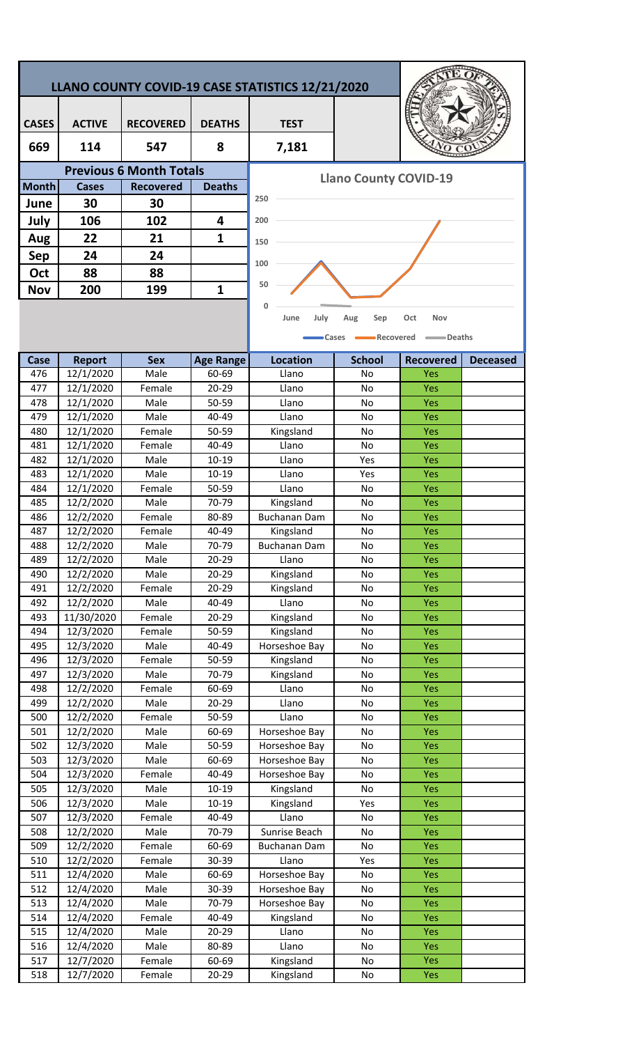# LLANO COUNTY COVID-19 CASE STATISTICS 12/21/2020

| CASES | ACTIVE | RECOVERED | DEATHS | TEST |
|---|---|---|---|---|
| 669 | 114 | 547 | 8 | 7,181 |

## Previous 6 Month Totals

| Month | Cases | Recovered | Deaths |
|---|---|---|---|
| June | 30 | 30 | |
| July | 106 | 102 | 4 |
| Aug | 22 | 21 | 1 |
| Sep | 24 | 24 | |
| Oct | 88 | 88 | |
| Nov | 200 | 199 | 1 |

**Llano County COVID-19**

Cases — Recovered — Deaths

| Case | Report | Sex | Age Range | Location | School | Recovered | Deceased |
|---|---|---|---|---|---|---|---|
| 476 | 12/1/2020 | Male | 60-69 | Llano | No | Yes | |
| 477 | 12/1/2020 | Female | 20-29 | Llano | No | Yes | |
| 478 | 12/1/2020 | Male | 50-59 | Llano | No | Yes | |
| 479 | 12/1/2020 | Male | 40-49 | Llano | No | Yes | |
| 480 | 12/1/2020 | Female | 50-59 | Kingsland | No | Yes | |
| 481 | 12/1/2020 | Female | 40-49 | Llano | No | Yes | |
| 482 | 12/1/2020 | Male | 10-19 | Llano | Yes | Yes | |
| 483 | 12/1/2020 | Male | 10-19 | Llano | Yes | Yes | |
| 484 | 12/1/2020 | Female | 50-59 | Llano | No | Yes | |
| 485 | 12/2/2020 | Male | 70-79 | Kingsland | No | Yes | |
| 486 | 12/2/2020 | Female | 80-89 | Buchanan Dam | No | Yes | |
| 487 | 12/2/2020 | Female | 40-49 | Kingsland | No | Yes | |
| 488 | 12/2/2020 | Male | 70-79 | Buchanan Dam | No | Yes | |
| 489 | 12/2/2020 | Male | 20-29 | Llano | No | Yes | |
| 490 | 12/2/2020 | Male | 20-29 | Kingsland | No | Yes | |
| 491 | 12/2/2020 | Female | 20-29 | Kingsland | No | Yes | |
| 492 | 12/2/2020 | Male | 40-49 | Llano | No | Yes | |
| 493 | 11/30/2020 | Female | 20-29 | Kingsland | No | Yes | |
| 494 | 12/3/2020 | Female | 50-59 | Kingsland | No | Yes | |
| 495 | 12/3/2020 | Male | 40-49 | Horseshoe Bay | No | Yes | |
| 496 | 12/3/2020 | Female | 50-59 | Kingsland | No | Yes | |
| 497 | 12/3/2020 | Male | 70-79 | Kingsland | No | Yes | |
| 498 | 12/2/2020 | Female | 60-69 | Llano | No | Yes | |
| 499 | 12/2/2020 | Male | 20-29 | Llano | No | Yes | |
| 500 | 12/2/2020 | Female | 50-59 | Llano | No | Yes | |
| 501 | 12/2/2020 | Male | 60-69 | Horseshoe Bay | No | Yes | |
| 502 | 12/3/2020 | Male | 50-59 | Horseshoe Bay | No | Yes | |
| 503 | 12/3/2020 | Male | 60-69 | Horseshoe Bay | No | Yes | |
| 504 | 12/3/2020 | Female | 40-49 | Horseshoe Bay | No | Yes | |
| 505 | 12/3/2020 | Male | 10-19 | Kingsland | No | Yes | |
| 506 | 12/3/2020 | Male | 10-19 | Kingsland | Yes | Yes | |
| 507 | 12/3/2020 | Female | 40-49 | Llano | No | Yes | |
| 508 | 12/2/2020 | Male | 70-79 | Sunrise Beach | No | Yes | |
| 509 | 12/2/2020 | Female | 60-69 | Buchanan Dam | No | Yes | |
| 510 | 12/2/2020 | Female | 30-39 | Llano | Yes | Yes | |
| 511 | 12/4/2020 | Male | 60-69 | Horseshoe Bay | No | Yes | |
| 512 | 12/4/2020 | Male | 30-39 | Horseshoe Bay | No | Yes | |
| 513 | 12/4/2020 | Male | 70-79 | Horseshoe Bay | No | Yes | |
| 514 | 12/4/2020 | Female | 40-49 | Kingsland | No | Yes | |
| 515 | 12/4/2020 | Male | 20-29 | Llano | No | Yes | |
| 516 | 12/4/2020 | Male | 80-89 | Llano | No | Yes | |
| 517 | 12/7/2020 | Female | 60-69 | Kingsland | No | Yes | |
| 518 | 12/7/2020 | Female | 20-29 | Kingsland | No | Yes | |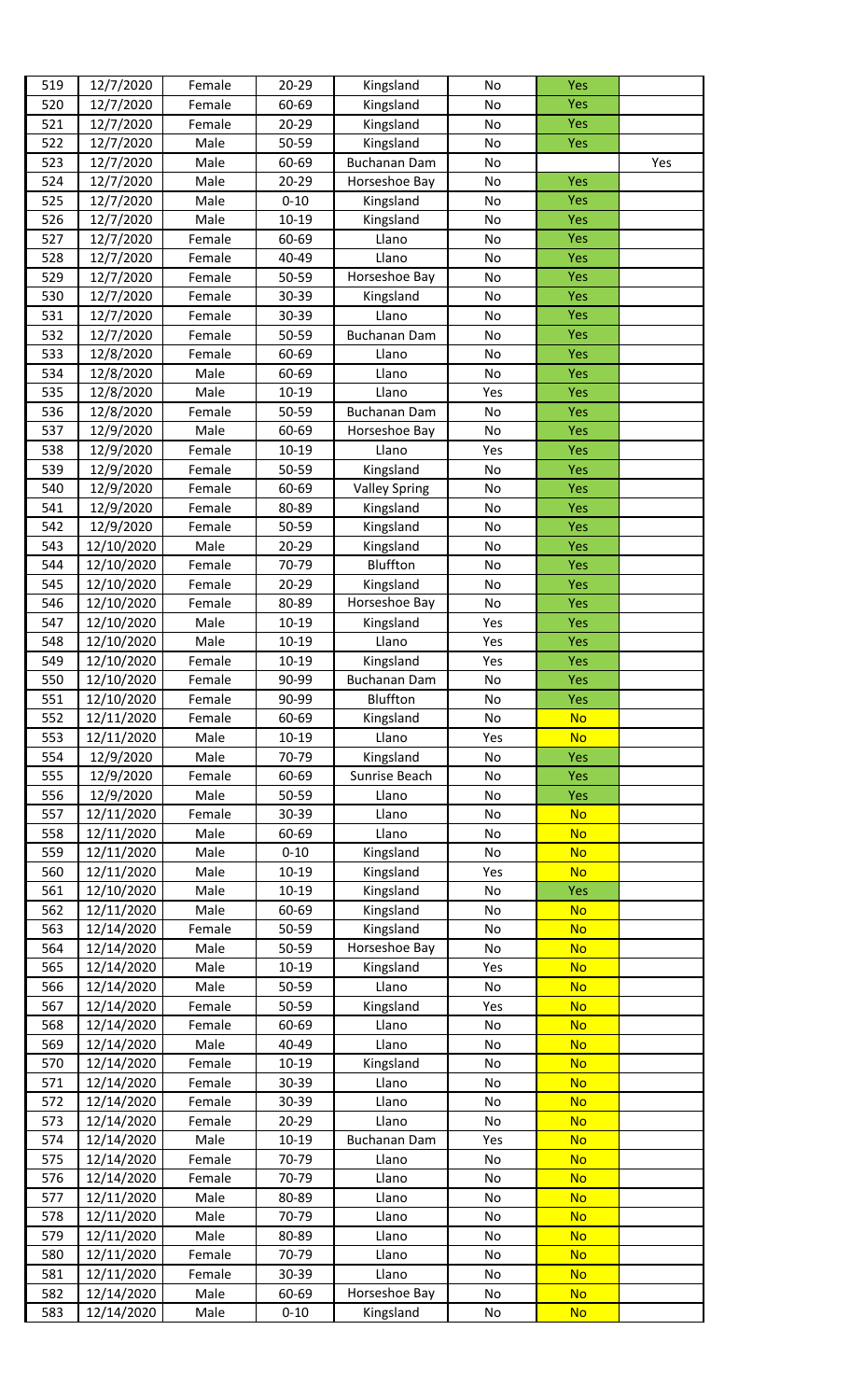| | | | | | | | |
|---|---|---|---|---|---|---|---|
| 519 | 12/7/2020 | Female | 20-29 | Kingsland | No | Yes | |
| 520 | 12/7/2020 | Female | 60-69 | Kingsland | No | Yes | |
| 521 | 12/7/2020 | Female | 20-29 | Kingsland | No | Yes | |
| 522 | 12/7/2020 | Male | 50-59 | Kingsland | No | Yes | |
| 523 | 12/7/2020 | Male | 60-69 | Buchanan Dam | No | | Yes |
| 524 | 12/7/2020 | Male | 20-29 | Horseshoe Bay | No | Yes | |
| 525 | 12/7/2020 | Male | 0-10 | Kingsland | No | Yes | |
| 526 | 12/7/2020 | Male | 10-19 | Kingsland | No | Yes | |
| 527 | 12/7/2020 | Female | 60-69 | Llano | No | Yes | |
| 528 | 12/7/2020 | Female | 40-49 | Llano | No | Yes | |
| 529 | 12/7/2020 | Female | 50-59 | Horseshoe Bay | No | Yes | |
| 530 | 12/7/2020 | Female | 30-39 | Kingsland | No | Yes | |
| 531 | 12/7/2020 | Female | 30-39 | Llano | No | Yes | |
| 532 | 12/7/2020 | Female | 50-59 | Buchanan Dam | No | Yes | |
| 533 | 12/8/2020 | Female | 60-69 | Llano | No | Yes | |
| 534 | 12/8/2020 | Male | 60-69 | Llano | No | Yes | |
| 535 | 12/8/2020 | Male | 10-19 | Llano | Yes | Yes | |
| 536 | 12/8/2020 | Female | 50-59 | Buchanan Dam | No | Yes | |
| 537 | 12/9/2020 | Male | 60-69 | Horseshoe Bay | No | Yes | |
| 538 | 12/9/2020 | Female | 10-19 | Llano | Yes | Yes | |
| 539 | 12/9/2020 | Female | 50-59 | Kingsland | No | Yes | |
| 540 | 12/9/2020 | Female | 60-69 | Valley Spring | No | Yes | |
| 541 | 12/9/2020 | Female | 80-89 | Kingsland | No | Yes | |
| 542 | 12/9/2020 | Female | 50-59 | Kingsland | No | Yes | |
| 543 | 12/10/2020 | Male | 20-29 | Kingsland | No | Yes | |
| 544 | 12/10/2020 | Female | 70-79 | Bluffton | No | Yes | |
| 545 | 12/10/2020 | Female | 20-29 | Kingsland | No | Yes | |
| 546 | 12/10/2020 | Female | 80-89 | Horseshoe Bay | No | Yes | |
| 547 | 12/10/2020 | Male | 10-19 | Kingsland | Yes | Yes | |
| 548 | 12/10/2020 | Male | 10-19 | Llano | Yes | Yes | |
| 549 | 12/10/2020 | Female | 10-19 | Kingsland | Yes | Yes | |
| 550 | 12/10/2020 | Female | 90-99 | Buchanan Dam | No | Yes | |
| 551 | 12/10/2020 | Female | 90-99 | Bluffton | No | Yes | |
| 552 | 12/11/2020 | Female | 60-69 | Kingsland | No | No | |
| 553 | 12/11/2020 | Male | 10-19 | Llano | Yes | No | |
| 554 | 12/9/2020 | Male | 70-79 | Kingsland | No | Yes | |
| 555 | 12/9/2020 | Female | 60-69 | Sunrise Beach | No | Yes | |
| 556 | 12/9/2020 | Male | 50-59 | Llano | No | Yes | |
| 557 | 12/11/2020 | Female | 30-39 | Llano | No | No | |
| 558 | 12/11/2020 | Male | 60-69 | Llano | No | No | |
| 559 | 12/11/2020 | Male | 0-10 | Kingsland | No | No | |
| 560 | 12/11/2020 | Male | 10-19 | Kingsland | Yes | No | |
| 561 | 12/10/2020 | Male | 10-19 | Kingsland | No | Yes | |
| 562 | 12/11/2020 | Male | 60-69 | Kingsland | No | No | |
| 563 | 12/14/2020 | Female | 50-59 | Kingsland | No | No | |
| 564 | 12/14/2020 | Male | 50-59 | Horseshoe Bay | No | No | |
| 565 | 12/14/2020 | Male | 10-19 | Kingsland | Yes | No | |
| 566 | 12/14/2020 | Male | 50-59 | Llano | No | No | |
| 567 | 12/14/2020 | Female | 50-59 | Kingsland | Yes | No | |
| 568 | 12/14/2020 | Female | 60-69 | Llano | No | No | |
| 569 | 12/14/2020 | Male | 40-49 | Llano | No | No | |
| 570 | 12/14/2020 | Female | 10-19 | Kingsland | No | No | |
| 571 | 12/14/2020 | Female | 30-39 | Llano | No | No | |
| 572 | 12/14/2020 | Female | 30-39 | Llano | No | No | |
| 573 | 12/14/2020 | Female | 20-29 | Llano | No | No | |
| 574 | 12/14/2020 | Male | 10-19 | Buchanan Dam | Yes | No | |
| 575 | 12/14/2020 | Female | 70-79 | Llano | No | No | |
| 576 | 12/14/2020 | Female | 70-79 | Llano | No | No | |
| 577 | 12/11/2020 | Male | 80-89 | Llano | No | No | |
| 578 | 12/11/2020 | Male | 70-79 | Llano | No | No | |
| 579 | 12/11/2020 | Male | 80-89 | Llano | No | No | |
| 580 | 12/11/2020 | Female | 70-79 | Llano | No | No | |
| 581 | 12/11/2020 | Female | 30-39 | Llano | No | No | |
| 582 | 12/14/2020 | Male | 60-69 | Horseshoe Bay | No | No | |
| 583 | 12/14/2020 | Male | 0-10 | Kingsland | No | No | |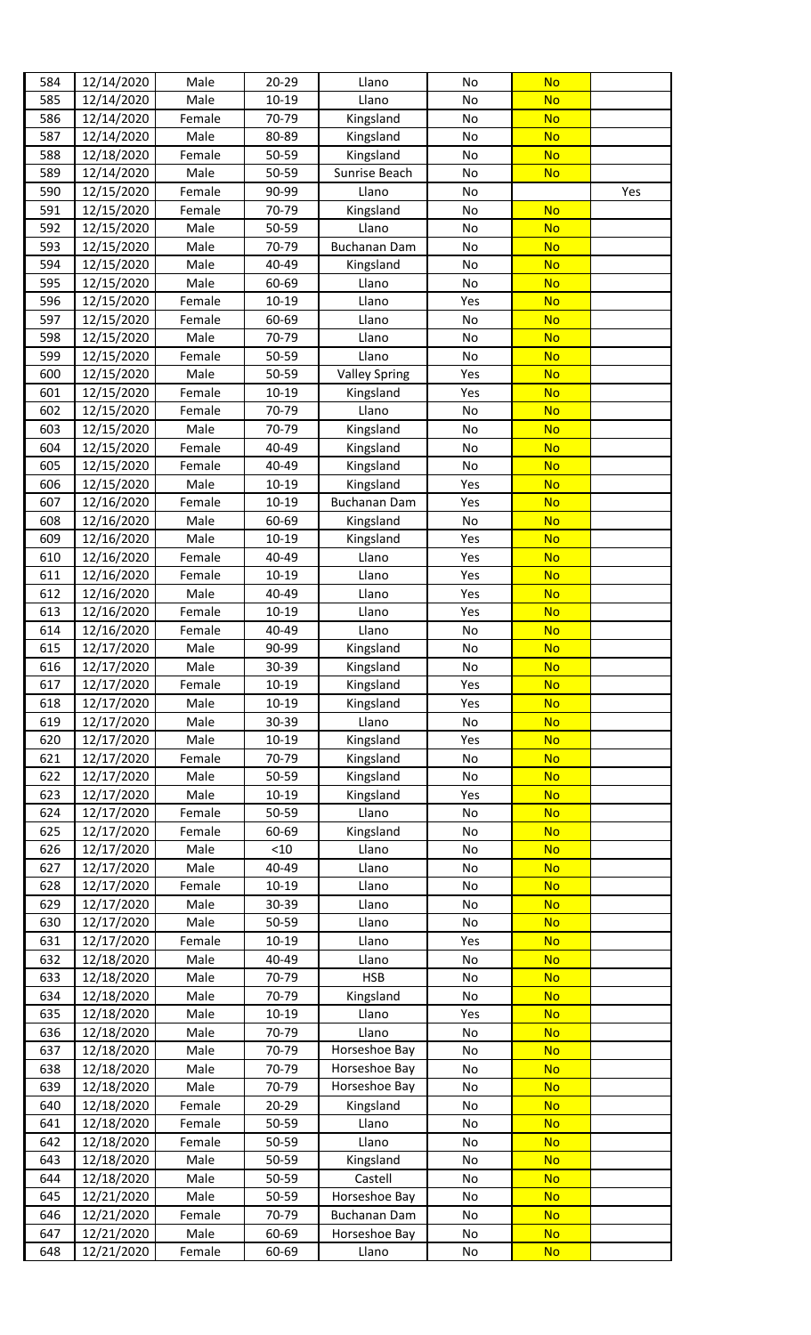| | | | | | | | |
|---|---|---|---|---|---|---|---|
| 584 | 12/14/2020 | Male | 20-29 | Llano | No | No | |
| 585 | 12/14/2020 | Male | 10-19 | Llano | No | No | |
| 586 | 12/14/2020 | Female | 70-79 | Kingsland | No | No | |
| 587 | 12/14/2020 | Male | 80-89 | Kingsland | No | No | |
| 588 | 12/18/2020 | Female | 50-59 | Kingsland | No | No | |
| 589 | 12/14/2020 | Male | 50-59 | Sunrise Beach | No | No | |
| 590 | 12/15/2020 | Female | 90-99 | Llano | No | | Yes |
| 591 | 12/15/2020 | Female | 70-79 | Kingsland | No | No | |
| 592 | 12/15/2020 | Male | 50-59 | Llano | No | No | |
| 593 | 12/15/2020 | Male | 70-79 | Buchanan Dam | No | No | |
| 594 | 12/15/2020 | Male | 40-49 | Kingsland | No | No | |
| 595 | 12/15/2020 | Male | 60-69 | Llano | No | No | |
| 596 | 12/15/2020 | Female | 10-19 | Llano | Yes | No | |
| 597 | 12/15/2020 | Female | 60-69 | Llano | No | No | |
| 598 | 12/15/2020 | Male | 70-79 | Llano | No | No | |
| 599 | 12/15/2020 | Female | 50-59 | Llano | No | No | |
| 600 | 12/15/2020 | Male | 50-59 | Valley Spring | Yes | No | |
| 601 | 12/15/2020 | Female | 10-19 | Kingsland | Yes | No | |
| 602 | 12/15/2020 | Female | 70-79 | Llano | No | No | |
| 603 | 12/15/2020 | Male | 70-79 | Kingsland | No | No | |
| 604 | 12/15/2020 | Female | 40-49 | Kingsland | No | No | |
| 605 | 12/15/2020 | Female | 40-49 | Kingsland | No | No | |
| 606 | 12/15/2020 | Male | 10-19 | Kingsland | Yes | No | |
| 607 | 12/16/2020 | Female | 10-19 | Buchanan Dam | Yes | No | |
| 608 | 12/16/2020 | Male | 60-69 | Kingsland | No | No | |
| 609 | 12/16/2020 | Male | 10-19 | Kingsland | Yes | No | |
| 610 | 12/16/2020 | Female | 40-49 | Llano | Yes | No | |
| 611 | 12/16/2020 | Female | 10-19 | Llano | Yes | No | |
| 612 | 12/16/2020 | Male | 40-49 | Llano | Yes | No | |
| 613 | 12/16/2020 | Female | 10-19 | Llano | Yes | No | |
| 614 | 12/16/2020 | Female | 40-49 | Llano | No | No | |
| 615 | 12/17/2020 | Male | 90-99 | Kingsland | No | No | |
| 616 | 12/17/2020 | Male | 30-39 | Kingsland | No | No | |
| 617 | 12/17/2020 | Female | 10-19 | Kingsland | Yes | No | |
| 618 | 12/17/2020 | Male | 10-19 | Kingsland | Yes | No | |
| 619 | 12/17/2020 | Male | 30-39 | Llano | No | No | |
| 620 | 12/17/2020 | Male | 10-19 | Kingsland | Yes | No | |
| 621 | 12/17/2020 | Female | 70-79 | Kingsland | No | No | |
| 622 | 12/17/2020 | Male | 50-59 | Kingsland | No | No | |
| 623 | 12/17/2020 | Male | 10-19 | Kingsland | Yes | No | |
| 624 | 12/17/2020 | Female | 50-59 | Llano | No | No | |
| 625 | 12/17/2020 | Female | 60-69 | Kingsland | No | No | |
| 626 | 12/17/2020 | Male | <10 | Llano | No | No | |
| 627 | 12/17/2020 | Male | 40-49 | Llano | No | No | |
| 628 | 12/17/2020 | Female | 10-19 | Llano | No | No | |
| 629 | 12/17/2020 | Male | 30-39 | Llano | No | No | |
| 630 | 12/17/2020 | Male | 50-59 | Llano | No | No | |
| 631 | 12/17/2020 | Female | 10-19 | Llano | Yes | No | |
| 632 | 12/18/2020 | Male | 40-49 | Llano | No | No | |
| 633 | 12/18/2020 | Male | 70-79 | HSB | No | No | |
| 634 | 12/18/2020 | Male | 70-79 | Kingsland | No | No | |
| 635 | 12/18/2020 | Male | 10-19 | Llano | Yes | No | |
| 636 | 12/18/2020 | Male | 70-79 | Llano | No | No | |
| 637 | 12/18/2020 | Male | 70-79 | Horseshoe Bay | No | No | |
| 638 | 12/18/2020 | Male | 70-79 | Horseshoe Bay | No | No | |
| 639 | 12/18/2020 | Male | 70-79 | Horseshoe Bay | No | No | |
| 640 | 12/18/2020 | Female | 20-29 | Kingsland | No | No | |
| 641 | 12/18/2020 | Female | 50-59 | Llano | No | No | |
| 642 | 12/18/2020 | Female | 50-59 | Llano | No | No | |
| 643 | 12/18/2020 | Male | 50-59 | Kingsland | No | No | |
| 644 | 12/18/2020 | Male | 50-59 | Castell | No | No | |
| 645 | 12/21/2020 | Male | 50-59 | Horseshoe Bay | No | No | |
| 646 | 12/21/2020 | Female | 70-79 | Buchanan Dam | No | No | |
| 647 | 12/21/2020 | Male | 60-69 | Horseshoe Bay | No | No | |
| 648 | 12/21/2020 | Female | 60-69 | Llano | No | No | |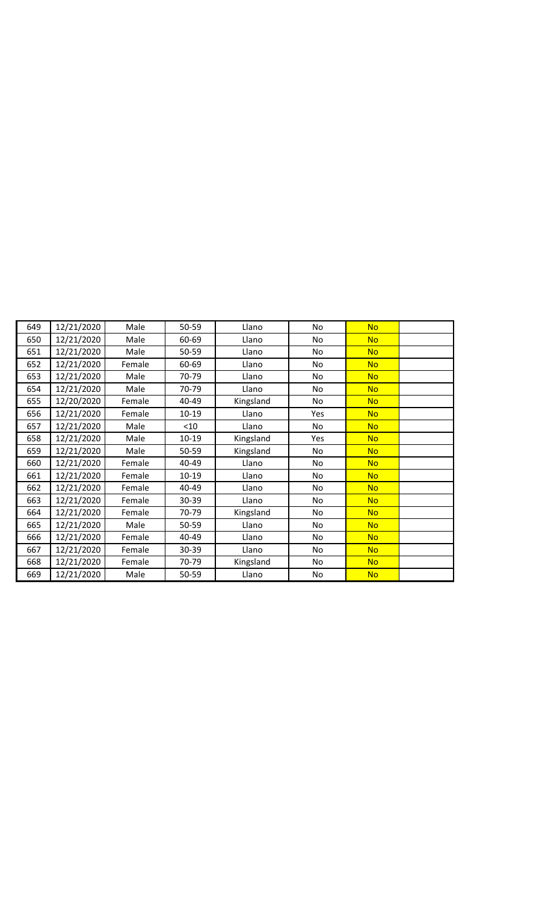| | | | | | | | |
|---|---|---|---|---|---|---|---|
| 649 | 12/21/2020 | Male | 50-59 | Llano | No | No | |
| 650 | 12/21/2020 | Male | 60-69 | Llano | No | No | |
| 651 | 12/21/2020 | Male | 50-59 | Llano | No | No | |
| 652 | 12/21/2020 | Female | 60-69 | Llano | No | No | |
| 653 | 12/21/2020 | Male | 70-79 | Llano | No | No | |
| 654 | 12/21/2020 | Male | 70-79 | Llano | No | No | |
| 655 | 12/20/2020 | Female | 40-49 | Kingsland | No | No | |
| 656 | 12/21/2020 | Female | 10-19 | Llano | Yes | No | |
| 657 | 12/21/2020 | Male | <10 | Llano | No | No | |
| 658 | 12/21/2020 | Male | 10-19 | Kingsland | Yes | No | |
| 659 | 12/21/2020 | Male | 50-59 | Kingsland | No | No | |
| 660 | 12/21/2020 | Female | 40-49 | Llano | No | No | |
| 661 | 12/21/2020 | Female | 10-19 | Llano | No | No | |
| 662 | 12/21/2020 | Female | 40-49 | Llano | No | No | |
| 663 | 12/21/2020 | Female | 30-39 | Llano | No | No | |
| 664 | 12/21/2020 | Female | 70-79 | Kingsland | No | No | |
| 665 | 12/21/2020 | Male | 50-59 | Llano | No | No | |
| 666 | 12/21/2020 | Female | 40-49 | Llano | No | No | |
| 667 | 12/21/2020 | Female | 30-39 | Llano | No | No | |
| 668 | 12/21/2020 | Female | 70-79 | Kingsland | No | No | |
| 669 | 12/21/2020 | Male | 50-59 | Llano | No | No | |